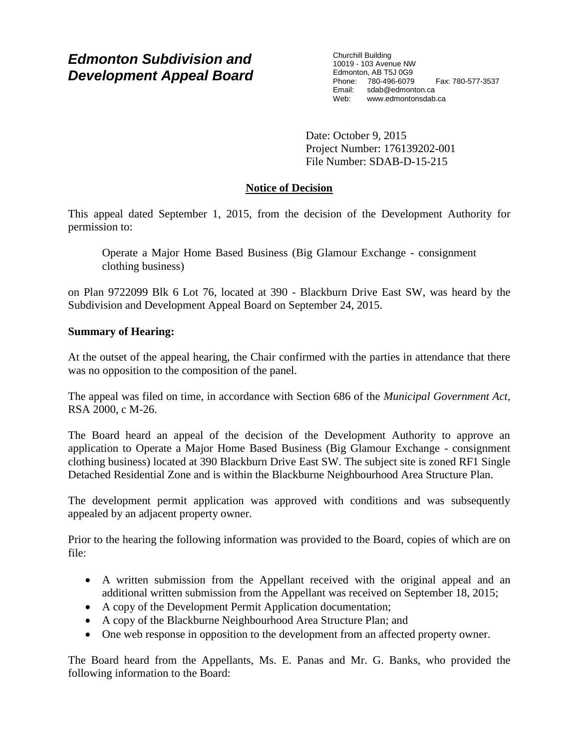# Edmonton Subdivision and Development Appeal Board

Churchill Building
10019 - 103 Avenue NW
Edmonton, AB T5J 0G9
Phone: 780-496-6079 Fax: 780-577-3537
Email: sdab@edmonton.ca
Web: www.edmontonsdab.ca

Date: October 9, 2015
Project Number: 176139202-001
File Number: SDAB-D-15-215

## Notice of Decision

This appeal dated September 1, 2015, from the decision of the Development Authority for permission to:

> Operate a Major Home Based Business (Big Glamour Exchange - consignment clothing business)

on Plan 9722099 Blk 6 Lot 76, located at 390 - Blackburn Drive East SW, was heard by the Subdivision and Development Appeal Board on September 24, 2015.

**Summary of Hearing:**

At the outset of the appeal hearing, the Chair confirmed with the parties in attendance that there was no opposition to the composition of the panel.

The appeal was filed on time, in accordance with Section 686 of the *Municipal Government Act*, RSA 2000, c M-26.

The Board heard an appeal of the decision of the Development Authority to approve an application to Operate a Major Home Based Business (Big Glamour Exchange - consignment clothing business) located at 390 Blackburn Drive East SW. The subject site is zoned RF1 Single Detached Residential Zone and is within the Blackburne Neighbourhood Area Structure Plan.

The development permit application was approved with conditions and was subsequently appealed by an adjacent property owner.

Prior to the hearing the following information was provided to the Board, copies of which are on file:

- A written submission from the Appellant received with the original appeal and an additional written submission from the Appellant was received on September 18, 2015;
- A copy of the Development Permit Application documentation;
- A copy of the Blackburne Neighbourhood Area Structure Plan; and
- One web response in opposition to the development from an affected property owner.

The Board heard from the Appellants, Ms. E. Panas and Mr. G. Banks, who provided the following information to the Board: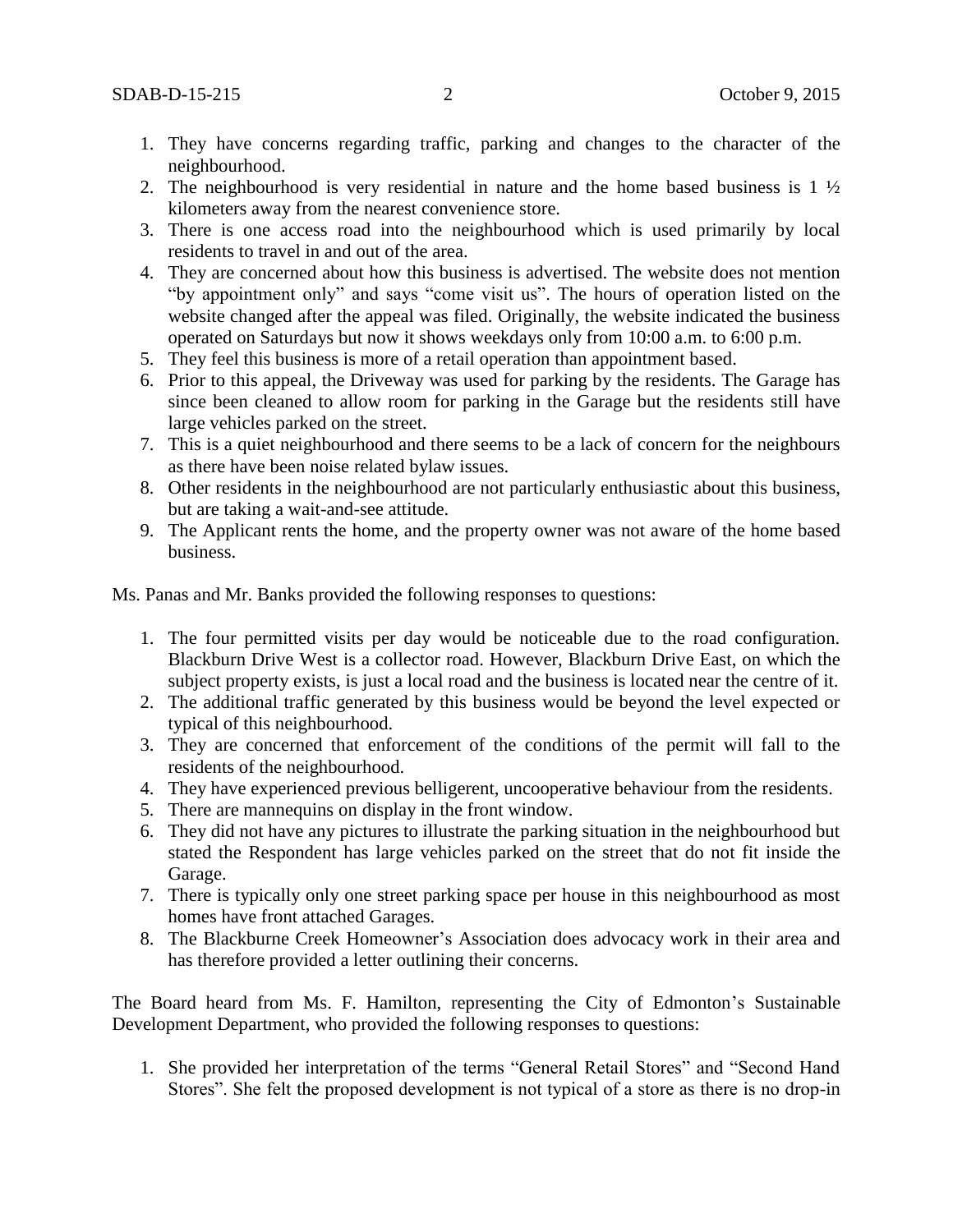1. They have concerns regarding traffic, parking and changes to the character of the neighbourhood.
2. The neighbourhood is very residential in nature and the home based business is 1 ½ kilometers away from the nearest convenience store.
3. There is one access road into the neighbourhood which is used primarily by local residents to travel in and out of the area.
4. They are concerned about how this business is advertised. The website does not mention "by appointment only" and says "come visit us". The hours of operation listed on the website changed after the appeal was filed. Originally, the website indicated the business operated on Saturdays but now it shows weekdays only from 10:00 a.m. to 6:00 p.m.
5. They feel this business is more of a retail operation than appointment based.
6. Prior to this appeal, the Driveway was used for parking by the residents. The Garage has since been cleaned to allow room for parking in the Garage but the residents still have large vehicles parked on the street.
7. This is a quiet neighbourhood and there seems to be a lack of concern for the neighbours as there have been noise related bylaw issues.
8. Other residents in the neighbourhood are not particularly enthusiastic about this business, but are taking a wait-and-see attitude.
9. The Applicant rents the home, and the property owner was not aware of the home based business.

Ms. Panas and Mr. Banks provided the following responses to questions:

1. The four permitted visits per day would be noticeable due to the road configuration. Blackburn Drive West is a collector road. However, Blackburn Drive East, on which the subject property exists, is just a local road and the business is located near the centre of it.
2. The additional traffic generated by this business would be beyond the level expected or typical of this neighbourhood.
3. They are concerned that enforcement of the conditions of the permit will fall to the residents of the neighbourhood.
4. They have experienced previous belligerent, uncooperative behaviour from the residents.
5. There are mannequins on display in the front window.
6. They did not have any pictures to illustrate the parking situation in the neighbourhood but stated the Respondent has large vehicles parked on the street that do not fit inside the Garage.
7. There is typically only one street parking space per house in this neighbourhood as most homes have front attached Garages.
8. The Blackburne Creek Homeowner's Association does advocacy work in their area and has therefore provided a letter outlining their concerns.

The Board heard from Ms. F. Hamilton, representing the City of Edmonton's Sustainable Development Department, who provided the following responses to questions:

1. She provided her interpretation of the terms "General Retail Stores" and "Second Hand Stores". She felt the proposed development is not typical of a store as there is no drop-in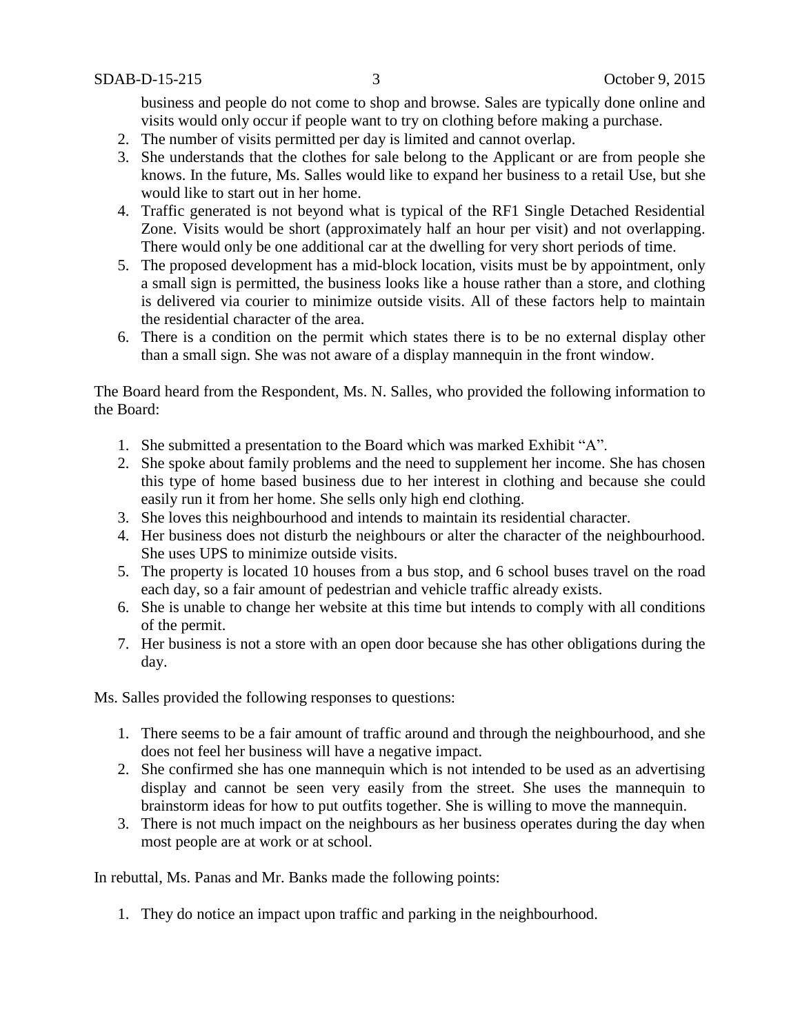business and people do not come to shop and browse. Sales are typically done online and visits would only occur if people want to try on clothing before making a purchase.

2. The number of visits permitted per day is limited and cannot overlap.
3. She understands that the clothes for sale belong to the Applicant or are from people she knows. In the future, Ms. Salles would like to expand her business to a retail Use, but she would like to start out in her home.
4. Traffic generated is not beyond what is typical of the RF1 Single Detached Residential Zone. Visits would be short (approximately half an hour per visit) and not overlapping. There would only be one additional car at the dwelling for very short periods of time.
5. The proposed development has a mid-block location, visits must be by appointment, only a small sign is permitted, the business looks like a house rather than a store, and clothing is delivered via courier to minimize outside visits. All of these factors help to maintain the residential character of the area.
6. There is a condition on the permit which states there is to be no external display other than a small sign. She was not aware of a display mannequin in the front window.

The Board heard from the Respondent, Ms. N. Salles, who provided the following information to the Board:

1. She submitted a presentation to the Board which was marked Exhibit "A".
2. She spoke about family problems and the need to supplement her income. She has chosen this type of home based business due to her interest in clothing and because she could easily run it from her home. She sells only high end clothing.
3. She loves this neighbourhood and intends to maintain its residential character.
4. Her business does not disturb the neighbours or alter the character of the neighbourhood. She uses UPS to minimize outside visits.
5. The property is located 10 houses from a bus stop, and 6 school buses travel on the road each day, so a fair amount of pedestrian and vehicle traffic already exists.
6. She is unable to change her website at this time but intends to comply with all conditions of the permit.
7. Her business is not a store with an open door because she has other obligations during the day.

Ms. Salles provided the following responses to questions:

1. There seems to be a fair amount of traffic around and through the neighbourhood, and she does not feel her business will have a negative impact.
2. She confirmed she has one mannequin which is not intended to be used as an advertising display and cannot be seen very easily from the street. She uses the mannequin to brainstorm ideas for how to put outfits together. She is willing to move the mannequin.
3. There is not much impact on the neighbours as her business operates during the day when most people are at work or at school.

In rebuttal, Ms. Panas and Mr. Banks made the following points:

1. They do notice an impact upon traffic and parking in the neighbourhood.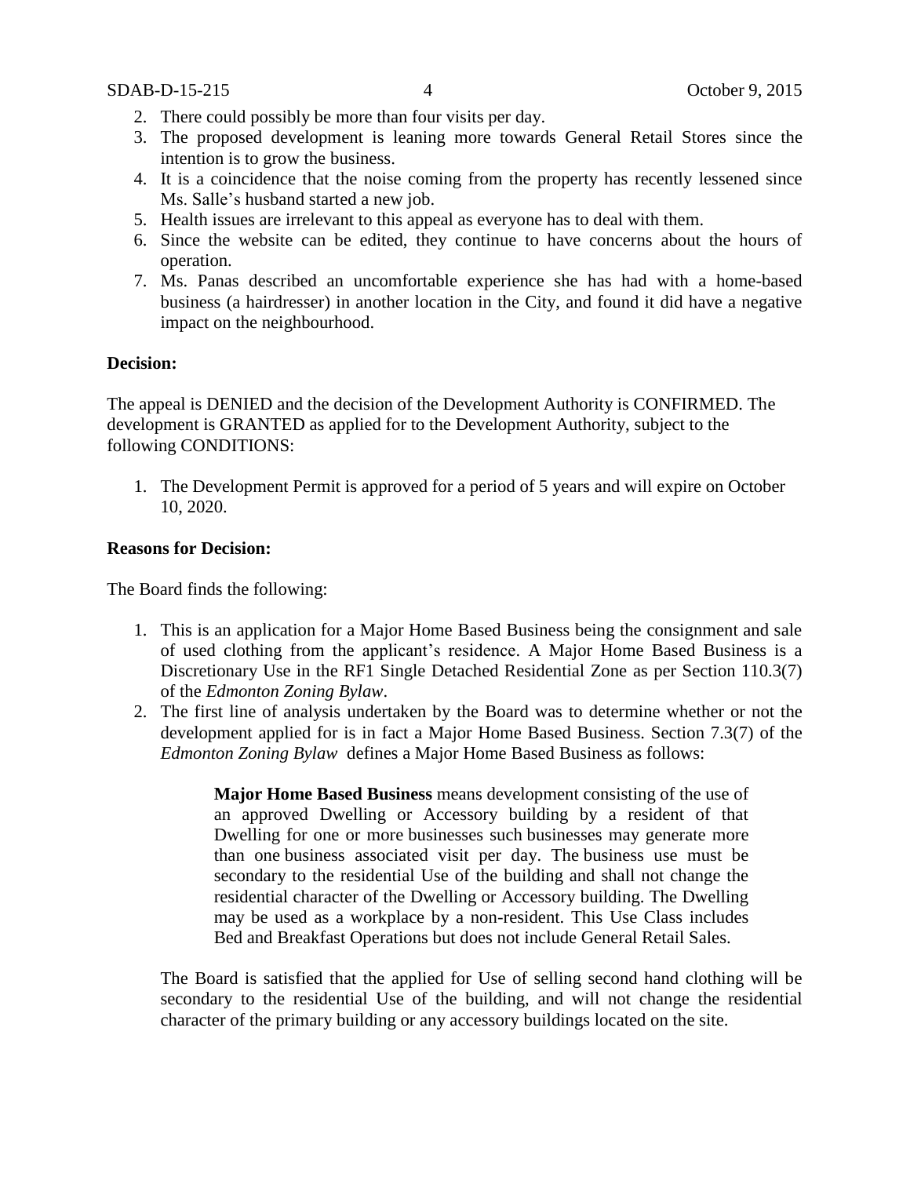2. There could possibly be more than four visits per day.
3. The proposed development is leaning more towards General Retail Stores since the intention is to grow the business.
4. It is a coincidence that the noise coming from the property has recently lessened since Ms. Salle's husband started a new job.
5. Health issues are irrelevant to this appeal as everyone has to deal with them.
6. Since the website can be edited, they continue to have concerns about the hours of operation.
7. Ms. Panas described an uncomfortable experience she has had with a home-based business (a hairdresser) in another location in the City, and found it did have a negative impact on the neighbourhood.

**Decision:**

The appeal is DENIED and the decision of the Development Authority is CONFIRMED. The development is GRANTED as applied for to the Development Authority, subject to the following CONDITIONS:

1. The Development Permit is approved for a period of 5 years and will expire on October 10, 2020.

**Reasons for Decision:**

The Board finds the following:

1. This is an application for a Major Home Based Business being the consignment and sale of used clothing from the applicant's residence. A Major Home Based Business is a Discretionary Use in the RF1 Single Detached Residential Zone as per Section 110.3(7) of the *Edmonton Zoning Bylaw*.
2. The first line of analysis undertaken by the Board was to determine whether or not the development applied for is in fact a Major Home Based Business. Section 7.3(7) of the *Edmonton Zoning Bylaw* defines a Major Home Based Business as follows:

   > **Major Home Based Business** means development consisting of the use of an approved Dwelling or Accessory building by a resident of that Dwelling for one or more businesses such businesses may generate more than one business associated visit per day. The business use must be secondary to the residential Use of the building and shall not change the residential character of the Dwelling or Accessory building. The Dwelling may be used as a workplace by a non-resident. This Use Class includes Bed and Breakfast Operations but does not include General Retail Sales.

   The Board is satisfied that the applied for Use of selling second hand clothing will be secondary to the residential Use of the building, and will not change the residential character of the primary building or any accessory buildings located on the site.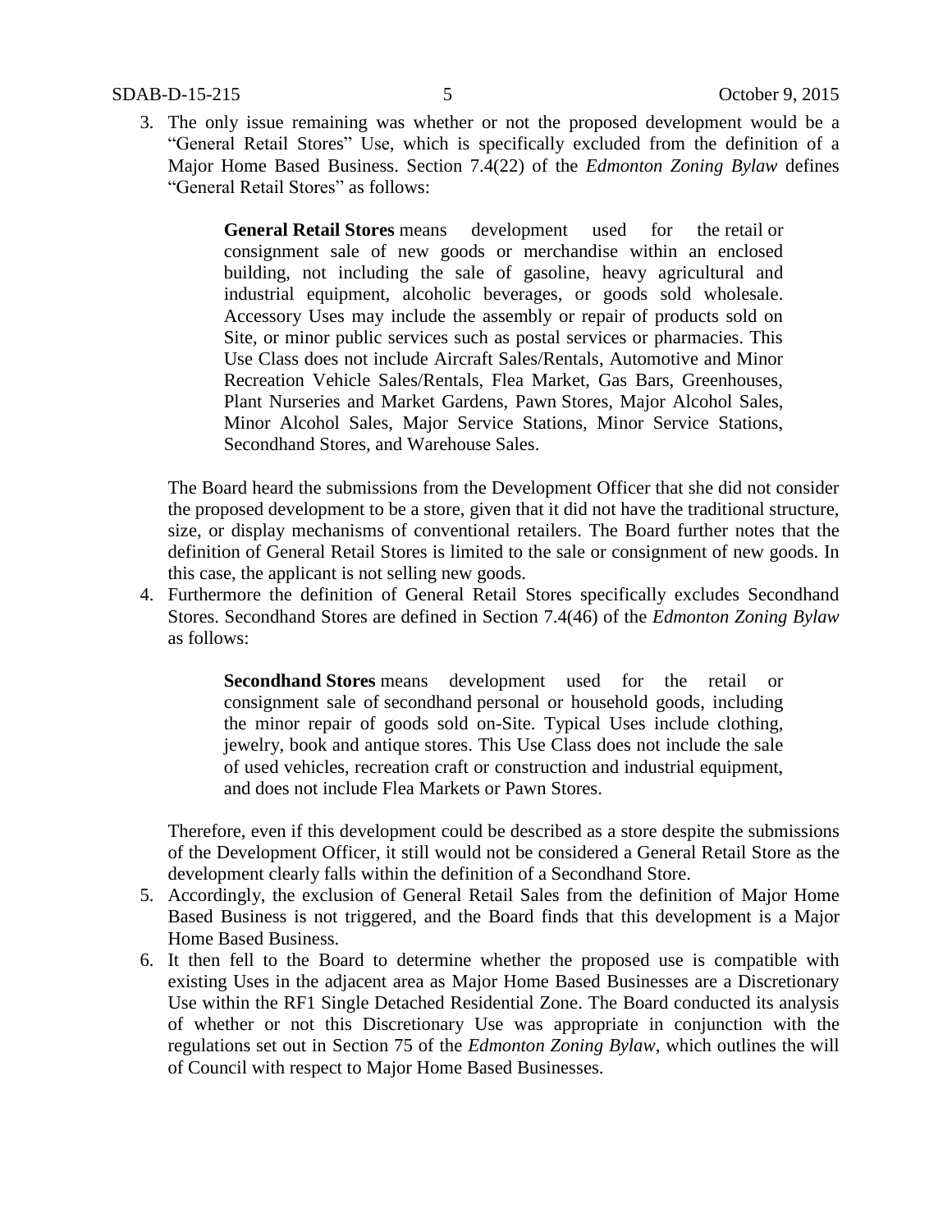3. The only issue remaining was whether or not the proposed development would be a "General Retail Stores" Use, which is specifically excluded from the definition of a Major Home Based Business. Section 7.4(22) of the *Edmonton Zoning Bylaw* defines "General Retail Stores" as follows:

   > **General Retail Stores** means development used for the retail or consignment sale of new goods or merchandise within an enclosed building, not including the sale of gasoline, heavy agricultural and industrial equipment, alcoholic beverages, or goods sold wholesale. Accessory Uses may include the assembly or repair of products sold on Site, or minor public services such as postal services or pharmacies. This Use Class does not include Aircraft Sales/Rentals, Automotive and Minor Recreation Vehicle Sales/Rentals, Flea Market, Gas Bars, Greenhouses, Plant Nurseries and Market Gardens, Pawn Stores, Major Alcohol Sales, Minor Alcohol Sales, Major Service Stations, Minor Service Stations, Secondhand Stores, and Warehouse Sales.

   The Board heard the submissions from the Development Officer that she did not consider the proposed development to be a store, given that it did not have the traditional structure, size, or display mechanisms of conventional retailers. The Board further notes that the definition of General Retail Stores is limited to the sale or consignment of new goods. In this case, the applicant is not selling new goods.

4. Furthermore the definition of General Retail Stores specifically excludes Secondhand Stores. Secondhand Stores are defined in Section 7.4(46) of the *Edmonton Zoning Bylaw* as follows:

   > **Secondhand Stores** means development used for the retail or consignment sale of secondhand personal or household goods, including the minor repair of goods sold on-Site. Typical Uses include clothing, jewelry, book and antique stores. This Use Class does not include the sale of used vehicles, recreation craft or construction and industrial equipment, and does not include Flea Markets or Pawn Stores.

   Therefore, even if this development could be described as a store despite the submissions of the Development Officer, it still would not be considered a General Retail Store as the development clearly falls within the definition of a Secondhand Store.

5. Accordingly, the exclusion of General Retail Sales from the definition of Major Home Based Business is not triggered, and the Board finds that this development is a Major Home Based Business.

6. It then fell to the Board to determine whether the proposed use is compatible with existing Uses in the adjacent area as Major Home Based Businesses are a Discretionary Use within the RF1 Single Detached Residential Zone. The Board conducted its analysis of whether or not this Discretionary Use was appropriate in conjunction with the regulations set out in Section 75 of the *Edmonton Zoning Bylaw*, which outlines the will of Council with respect to Major Home Based Businesses.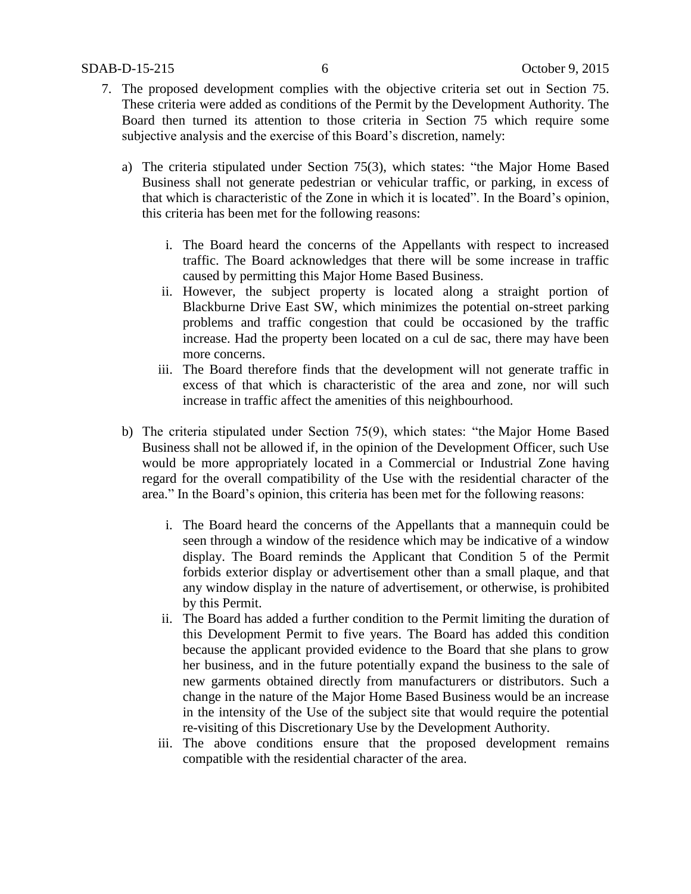7. The proposed development complies with the objective criteria set out in Section 75. These criteria were added as conditions of the Permit by the Development Authority. The Board then turned its attention to those criteria in Section 75 which require some subjective analysis and the exercise of this Board's discretion, namely:

   a) The criteria stipulated under Section 75(3), which states: "the Major Home Based Business shall not generate pedestrian or vehicular traffic, or parking, in excess of that which is characteristic of the Zone in which it is located". In the Board's opinion, this criteria has been met for the following reasons:

      i. The Board heard the concerns of the Appellants with respect to increased traffic. The Board acknowledges that there will be some increase in traffic caused by permitting this Major Home Based Business.
      ii. However, the subject property is located along a straight portion of Blackburne Drive East SW, which minimizes the potential on-street parking problems and traffic congestion that could be occasioned by the traffic increase. Had the property been located on a cul de sac, there may have been more concerns.
      iii. The Board therefore finds that the development will not generate traffic in excess of that which is characteristic of the area and zone, nor will such increase in traffic affect the amenities of this neighbourhood.

   b) The criteria stipulated under Section 75(9), which states: "the Major Home Based Business shall not be allowed if, in the opinion of the Development Officer, such Use would be more appropriately located in a Commercial or Industrial Zone having regard for the overall compatibility of the Use with the residential character of the area." In the Board's opinion, this criteria has been met for the following reasons:

      i. The Board heard the concerns of the Appellants that a mannequin could be seen through a window of the residence which may be indicative of a window display. The Board reminds the Applicant that Condition 5 of the Permit forbids exterior display or advertisement other than a small plaque, and that any window display in the nature of advertisement, or otherwise, is prohibited by this Permit.
      ii. The Board has added a further condition to the Permit limiting the duration of this Development Permit to five years. The Board has added this condition because the applicant provided evidence to the Board that she plans to grow her business, and in the future potentially expand the business to the sale of new garments obtained directly from manufacturers or distributors. Such a change in the nature of the Major Home Based Business would be an increase in the intensity of the Use of the subject site that would require the potential re-visiting of this Discretionary Use by the Development Authority.
      iii. The above conditions ensure that the proposed development remains compatible with the residential character of the area.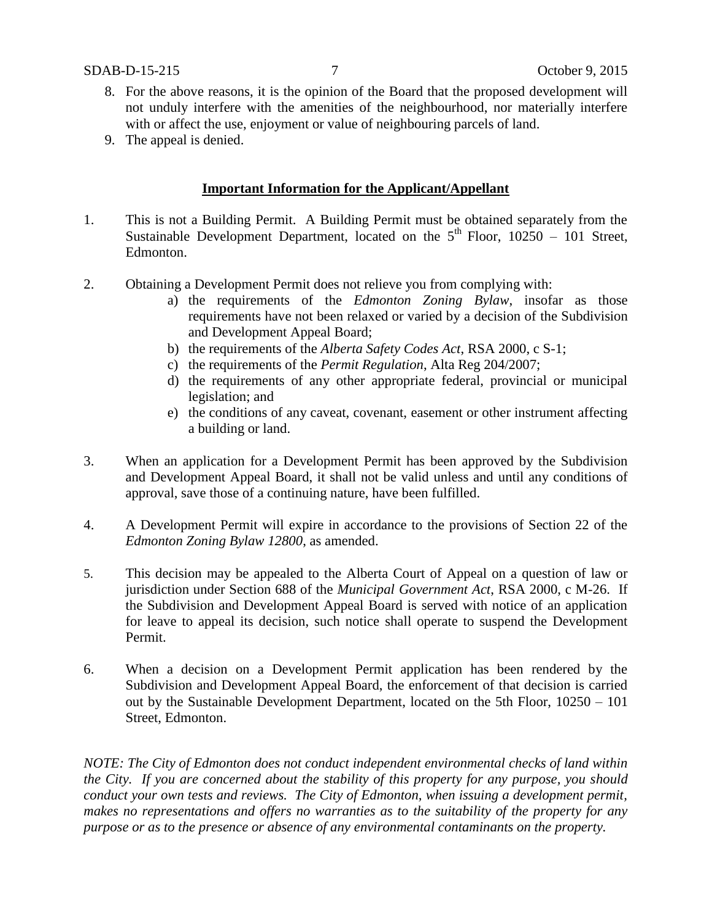8. For the above reasons, it is the opinion of the Board that the proposed development will not unduly interfere with the amenities of the neighbourhood, nor materially interfere with or affect the use, enjoyment or value of neighbouring parcels of land.
9. The appeal is denied.

**Important Information for the Applicant/Appellant**

1. This is not a Building Permit. A Building Permit must be obtained separately from the Sustainable Development Department, located on the 5th Floor, 10250 – 101 Street, Edmonton.

2. Obtaining a Development Permit does not relieve you from complying with:
   a) the requirements of the *Edmonton Zoning Bylaw*, insofar as those requirements have not been relaxed or varied by a decision of the Subdivision and Development Appeal Board;
   b) the requirements of the *Alberta Safety Codes Act*, RSA 2000, c S-1;
   c) the requirements of the *Permit Regulation*, Alta Reg 204/2007;
   d) the requirements of any other appropriate federal, provincial or municipal legislation; and
   e) the conditions of any caveat, covenant, easement or other instrument affecting a building or land.

3. When an application for a Development Permit has been approved by the Subdivision and Development Appeal Board, it shall not be valid unless and until any conditions of approval, save those of a continuing nature, have been fulfilled.

4. A Development Permit will expire in accordance to the provisions of Section 22 of the *Edmonton Zoning Bylaw 12800*, as amended.

5. This decision may be appealed to the Alberta Court of Appeal on a question of law or jurisdiction under Section 688 of the *Municipal Government Act*, RSA 2000, c M-26. If the Subdivision and Development Appeal Board is served with notice of an application for leave to appeal its decision, such notice shall operate to suspend the Development Permit.

6. When a decision on a Development Permit application has been rendered by the Subdivision and Development Appeal Board, the enforcement of that decision is carried out by the Sustainable Development Department, located on the 5th Floor, 10250 – 101 Street, Edmonton.

*NOTE: The City of Edmonton does not conduct independent environmental checks of land within the City. If you are concerned about the stability of this property for any purpose, you should conduct your own tests and reviews. The City of Edmonton, when issuing a development permit, makes no representations and offers no warranties as to the suitability of the property for any purpose or as to the presence or absence of any environmental contaminants on the property.*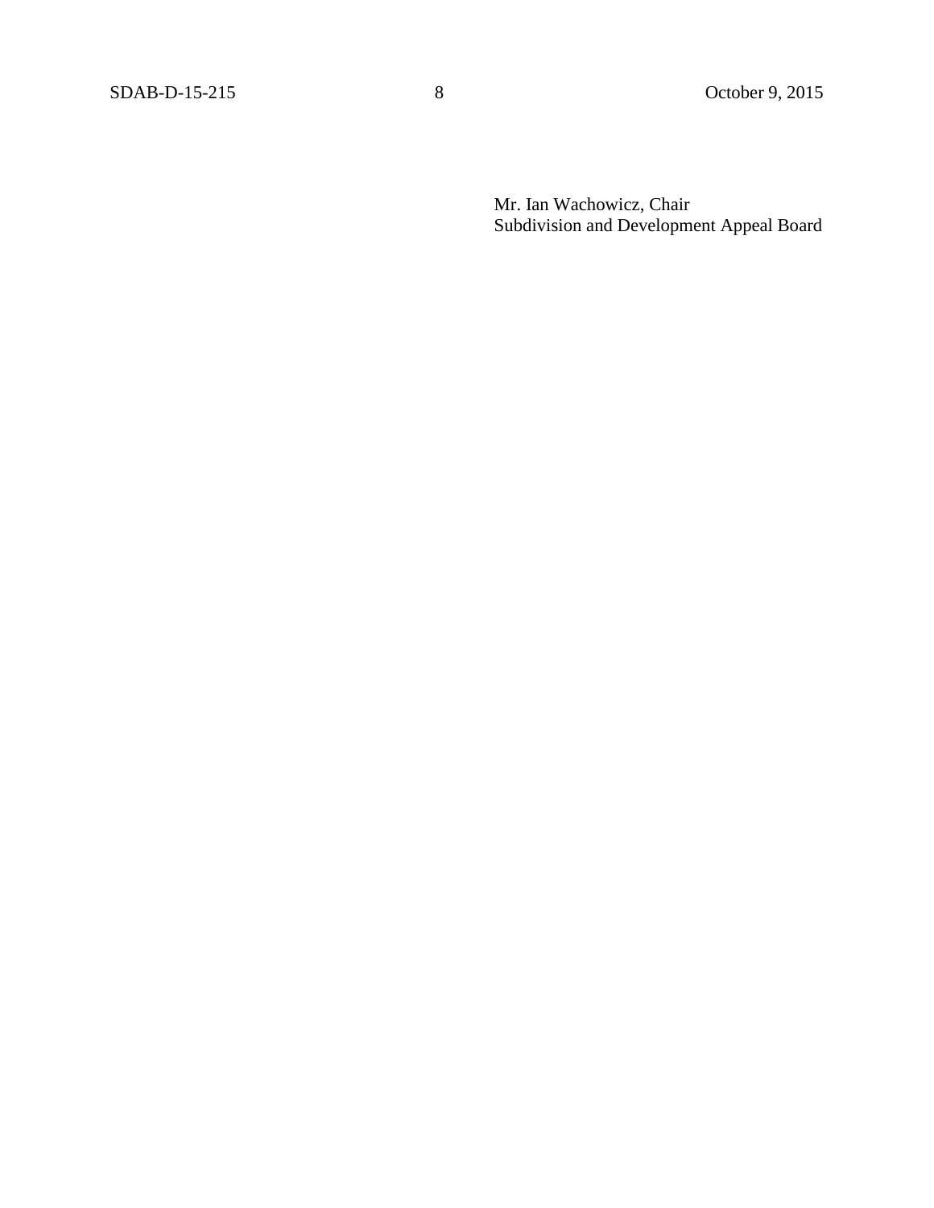Mr. Ian Wachowicz, Chair
Subdivision and Development Appeal Board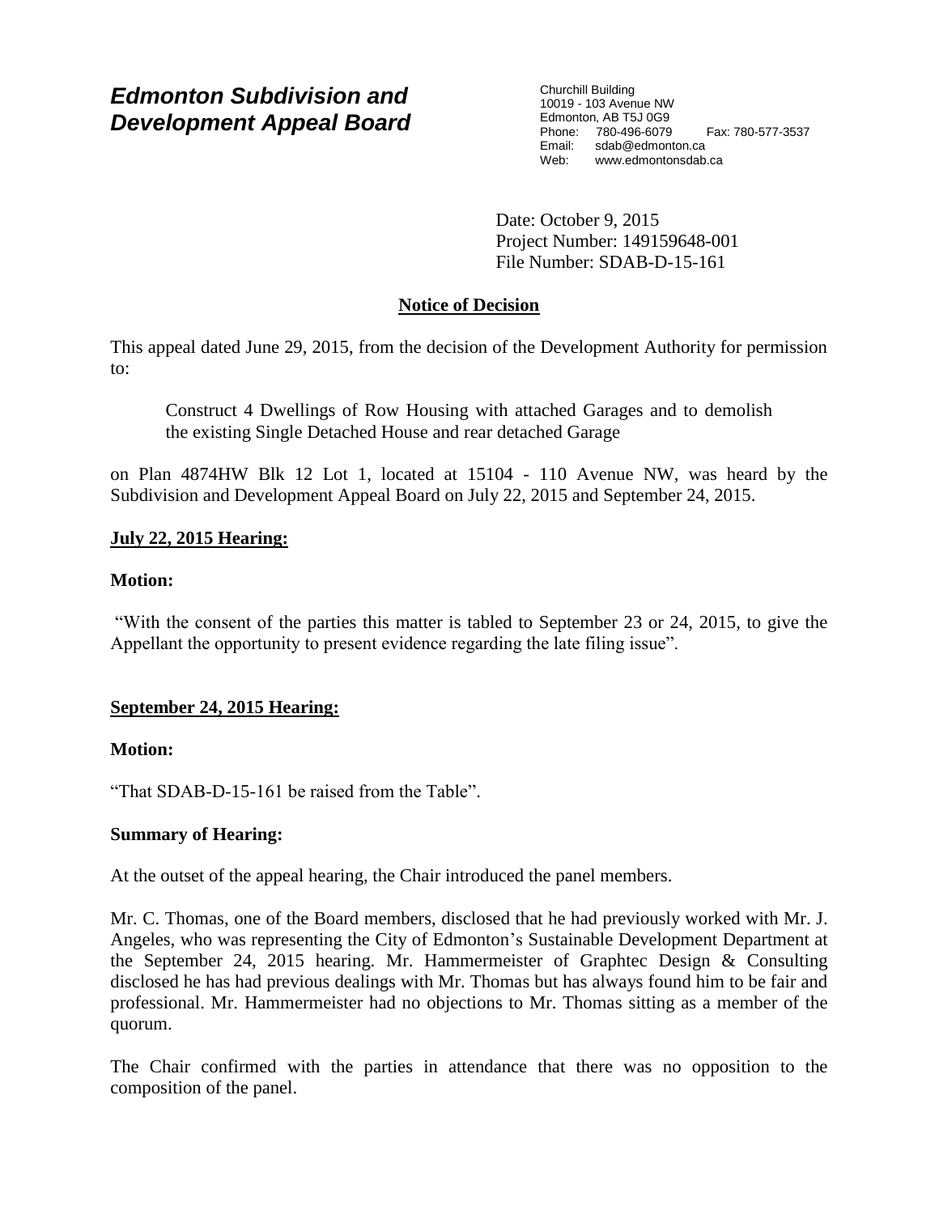# *Edmonton Subdivision and Development Appeal Board*

Churchill Building
10019 - 103 Avenue NW
Edmonton, AB T5J 0G9
Phone: 780-496-6079 Fax: 780-577-3537
Email: sdab@edmonton.ca
Web: www.edmontonsdab.ca

Date: October 9, 2015
Project Number: 149159648-001
File Number: SDAB-D-15-161

## Notice of Decision

This appeal dated June 29, 2015, from the decision of the Development Authority for permission to:

> Construct 4 Dwellings of Row Housing with attached Garages and to demolish the existing Single Detached House and rear detached Garage

on Plan 4874HW Blk 12 Lot 1, located at 15104 - 110 Avenue NW, was heard by the Subdivision and Development Appeal Board on July 22, 2015 and September 24, 2015.

**July 22, 2015 Hearing:**

**Motion:**

"With the consent of the parties this matter is tabled to September 23 or 24, 2015, to give the Appellant the opportunity to present evidence regarding the late filing issue".

**September 24, 2015 Hearing:**

**Motion:**

"That SDAB-D-15-161 be raised from the Table".

**Summary of Hearing:**

At the outset of the appeal hearing, the Chair introduced the panel members.

Mr. C. Thomas, one of the Board members, disclosed that he had previously worked with Mr. J. Angeles, who was representing the City of Edmonton's Sustainable Development Department at the September 24, 2015 hearing. Mr. Hammermeister of Graphtec Design & Consulting disclosed he has had previous dealings with Mr. Thomas but has always found him to be fair and professional. Mr. Hammermeister had no objections to Mr. Thomas sitting as a member of the quorum.

The Chair confirmed with the parties in attendance that there was no opposition to the composition of the panel.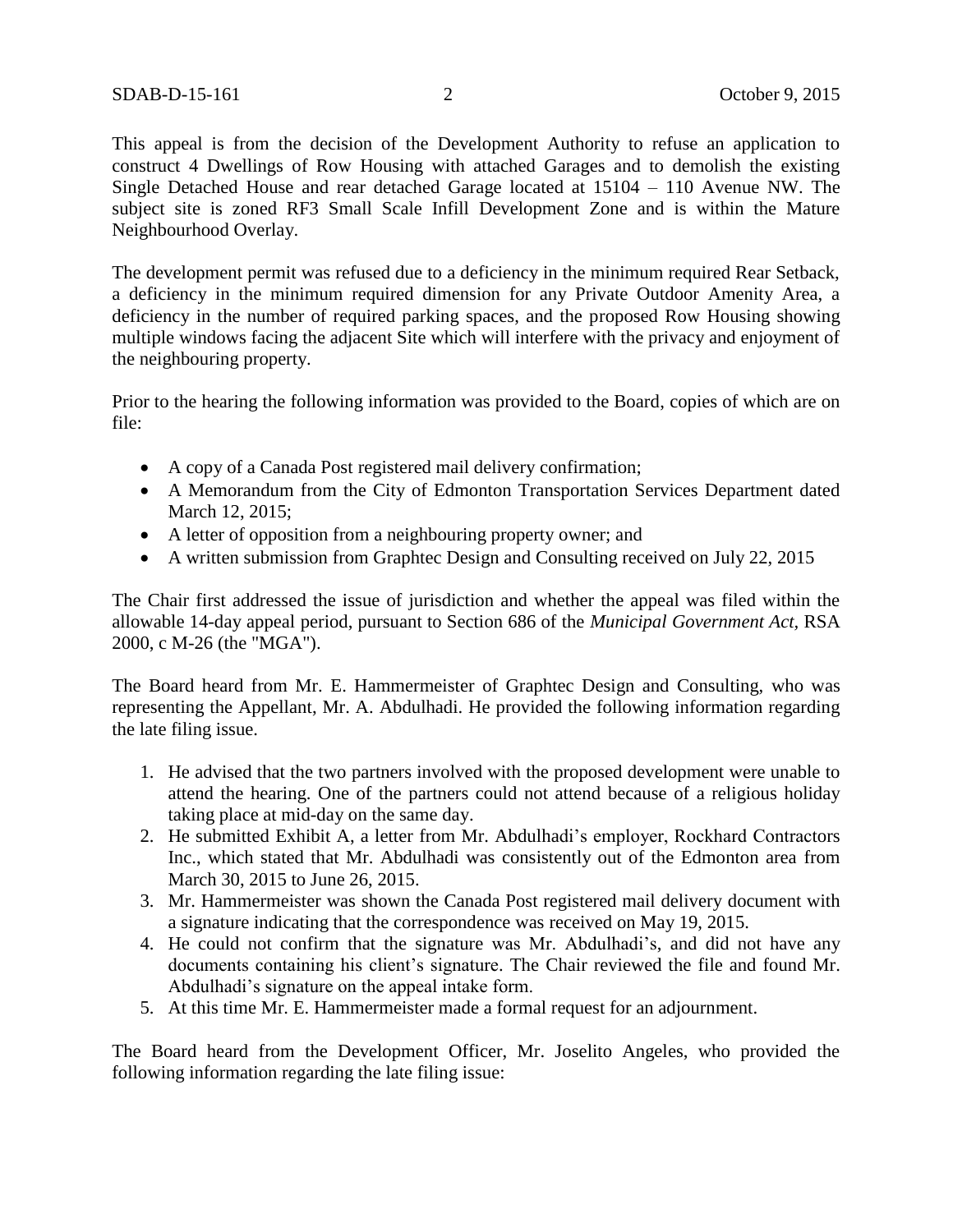This appeal is from the decision of the Development Authority to refuse an application to construct 4 Dwellings of Row Housing with attached Garages and to demolish the existing Single Detached House and rear detached Garage located at 15104 – 110 Avenue NW. The subject site is zoned RF3 Small Scale Infill Development Zone and is within the Mature Neighbourhood Overlay.

The development permit was refused due to a deficiency in the minimum required Rear Setback, a deficiency in the minimum required dimension for any Private Outdoor Amenity Area, a deficiency in the number of required parking spaces, and the proposed Row Housing showing multiple windows facing the adjacent Site which will interfere with the privacy and enjoyment of the neighbouring property.

Prior to the hearing the following information was provided to the Board, copies of which are on file:

- A copy of a Canada Post registered mail delivery confirmation;
- A Memorandum from the City of Edmonton Transportation Services Department dated March 12, 2015;
- A letter of opposition from a neighbouring property owner; and
- A written submission from Graphtec Design and Consulting received on July 22, 2015

The Chair first addressed the issue of jurisdiction and whether the appeal was filed within the allowable 14-day appeal period, pursuant to Section 686 of the *Municipal Government Act*, RSA 2000, c M-26 (the "MGA").

The Board heard from Mr. E. Hammermeister of Graphtec Design and Consulting, who was representing the Appellant, Mr. A. Abdulhadi. He provided the following information regarding the late filing issue.

1. He advised that the two partners involved with the proposed development were unable to attend the hearing. One of the partners could not attend because of a religious holiday taking place at mid-day on the same day.
2. He submitted Exhibit A, a letter from Mr. Abdulhadi's employer, Rockhard Contractors Inc., which stated that Mr. Abdulhadi was consistently out of the Edmonton area from March 30, 2015 to June 26, 2015.
3. Mr. Hammermeister was shown the Canada Post registered mail delivery document with a signature indicating that the correspondence was received on May 19, 2015.
4. He could not confirm that the signature was Mr. Abdulhadi's, and did not have any documents containing his client's signature. The Chair reviewed the file and found Mr. Abdulhadi's signature on the appeal intake form.
5. At this time Mr. E. Hammermeister made a formal request for an adjournment.

The Board heard from the Development Officer, Mr. Joselito Angeles, who provided the following information regarding the late filing issue: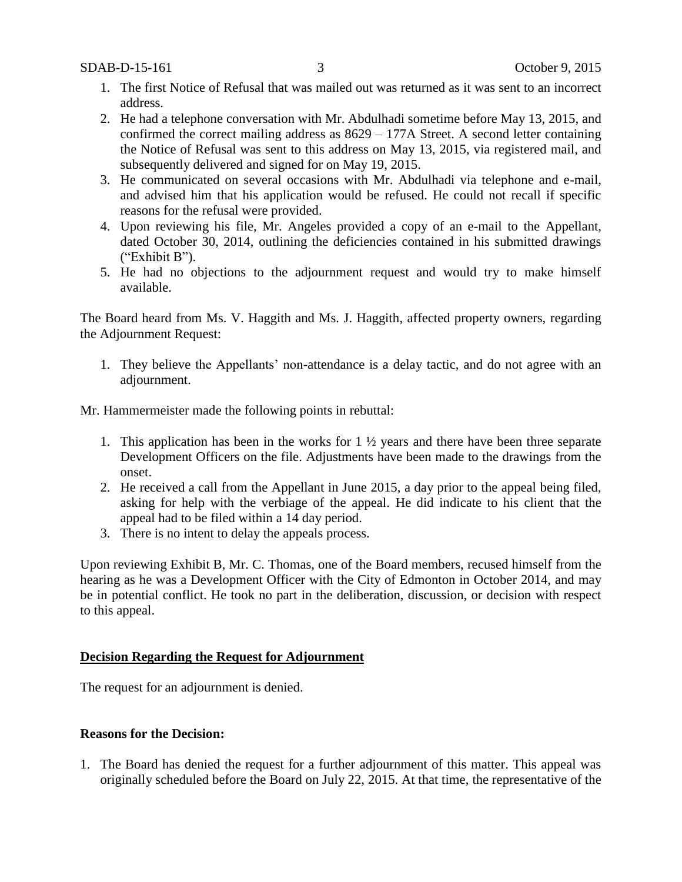1. The first Notice of Refusal that was mailed out was returned as it was sent to an incorrect address.
2. He had a telephone conversation with Mr. Abdulhadi sometime before May 13, 2015, and confirmed the correct mailing address as 8629 – 177A Street. A second letter containing the Notice of Refusal was sent to this address on May 13, 2015, via registered mail, and subsequently delivered and signed for on May 19, 2015.
3. He communicated on several occasions with Mr. Abdulhadi via telephone and e-mail, and advised him that his application would be refused. He could not recall if specific reasons for the refusal were provided.
4. Upon reviewing his file, Mr. Angeles provided a copy of an e-mail to the Appellant, dated October 30, 2014, outlining the deficiencies contained in his submitted drawings ("Exhibit B").
5. He had no objections to the adjournment request and would try to make himself available.

The Board heard from Ms. V. Haggith and Ms. J. Haggith, affected property owners, regarding the Adjournment Request:

1. They believe the Appellants' non-attendance is a delay tactic, and do not agree with an adjournment.

Mr. Hammermeister made the following points in rebuttal:

1. This application has been in the works for 1 ½ years and there have been three separate Development Officers on the file. Adjustments have been made to the drawings from the onset.
2. He received a call from the Appellant in June 2015, a day prior to the appeal being filed, asking for help with the verbiage of the appeal. He did indicate to his client that the appeal had to be filed within a 14 day period.
3. There is no intent to delay the appeals process.

Upon reviewing Exhibit B, Mr. C. Thomas, one of the Board members, recused himself from the hearing as he was a Development Officer with the City of Edmonton in October 2014, and may be in potential conflict. He took no part in the deliberation, discussion, or decision with respect to this appeal.

**Decision Regarding the Request for Adjournment**

The request for an adjournment is denied.

**Reasons for the Decision:**

1. The Board has denied the request for a further adjournment of this matter. This appeal was originally scheduled before the Board on July 22, 2015. At that time, the representative of the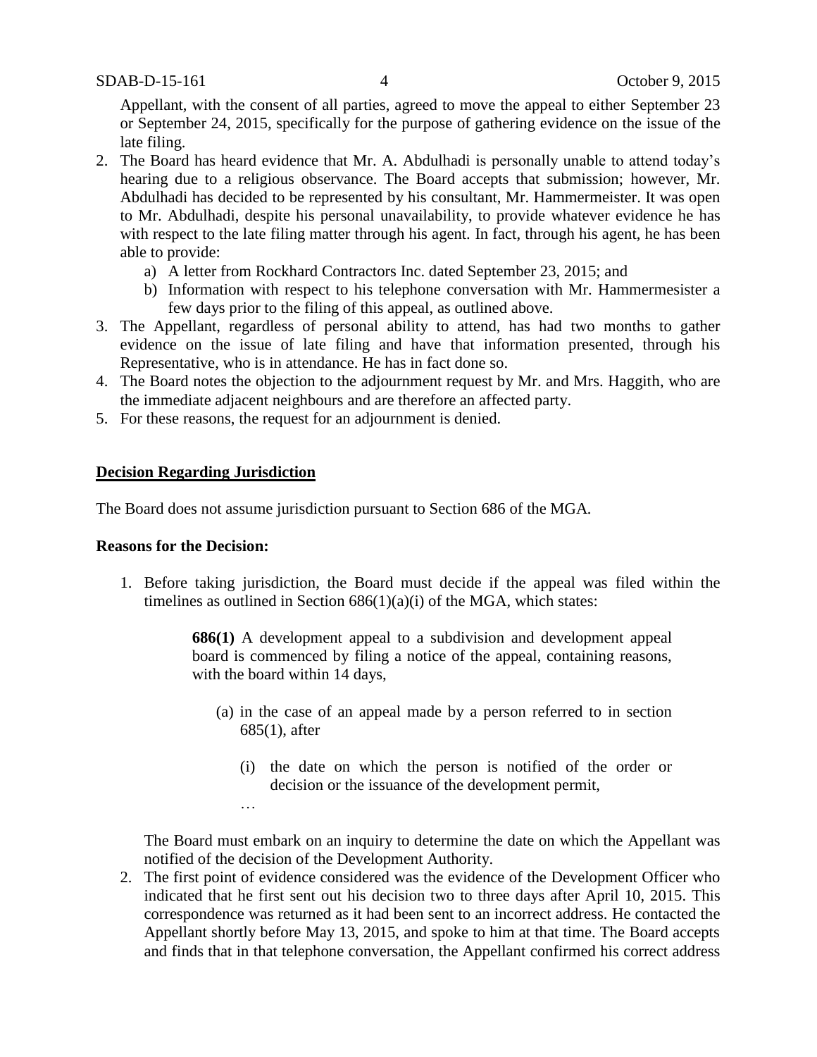Appellant, with the consent of all parties, agreed to move the appeal to either September 23 or September 24, 2015, specifically for the purpose of gathering evidence on the issue of the late filing.

2. The Board has heard evidence that Mr. A. Abdulhadi is personally unable to attend today's hearing due to a religious observance. The Board accepts that submission; however, Mr. Abdulhadi has decided to be represented by his consultant, Mr. Hammermeister. It was open to Mr. Abdulhadi, despite his personal unavailability, to provide whatever evidence he has with respect to the late filing matter through his agent. In fact, through his agent, he has been able to provide:
   a) A letter from Rockhard Contractors Inc. dated September 23, 2015; and
   b) Information with respect to his telephone conversation with Mr. Hammermesister a few days prior to the filing of this appeal, as outlined above.
3. The Appellant, regardless of personal ability to attend, has had two months to gather evidence on the issue of late filing and have that information presented, through his Representative, who is in attendance. He has in fact done so.
4. The Board notes the objection to the adjournment request by Mr. and Mrs. Haggith, who are the immediate adjacent neighbours and are therefore an affected party.
5. For these reasons, the request for an adjournment is denied.

## Decision Regarding Jurisdiction

The Board does not assume jurisdiction pursuant to Section 686 of the MGA.

**Reasons for the Decision:**

1. Before taking jurisdiction, the Board must decide if the appeal was filed within the timelines as outlined in Section 686(1)(a)(i) of the MGA, which states:

   > **686(1)** A development appeal to a subdivision and development appeal board is commenced by filing a notice of the appeal, containing reasons, with the board within 14 days,
   >
   > (a) in the case of an appeal made by a person referred to in section 685(1), after
   >
   > (i) the date on which the person is notified of the order or decision or the issuance of the development permit,
   >
   > …

   The Board must embark on an inquiry to determine the date on which the Appellant was notified of the decision of the Development Authority.

2. The first point of evidence considered was the evidence of the Development Officer who indicated that he first sent out his decision two to three days after April 10, 2015. This correspondence was returned as it had been sent to an incorrect address. He contacted the Appellant shortly before May 13, 2015, and spoke to him at that time. The Board accepts and finds that in that telephone conversation, the Appellant confirmed his correct address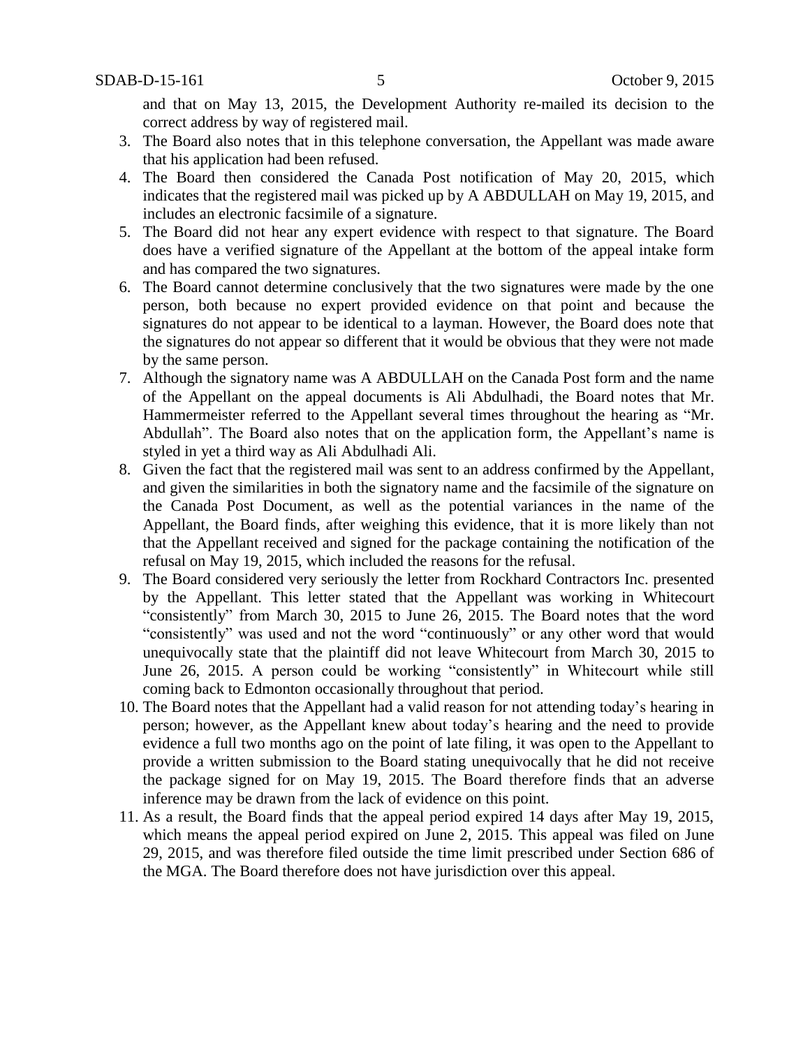and that on May 13, 2015, the Development Authority re-mailed its decision to the correct address by way of registered mail.

3. The Board also notes that in this telephone conversation, the Appellant was made aware that his application had been refused.
4. The Board then considered the Canada Post notification of May 20, 2015, which indicates that the registered mail was picked up by A ABDULLAH on May 19, 2015, and includes an electronic facsimile of a signature.
5. The Board did not hear any expert evidence with respect to that signature. The Board does have a verified signature of the Appellant at the bottom of the appeal intake form and has compared the two signatures.
6. The Board cannot determine conclusively that the two signatures were made by the one person, both because no expert provided evidence on that point and because the signatures do not appear to be identical to a layman. However, the Board does note that the signatures do not appear so different that it would be obvious that they were not made by the same person.
7. Although the signatory name was A ABDULLAH on the Canada Post form and the name of the Appellant on the appeal documents is Ali Abdulhadi, the Board notes that Mr. Hammermeister referred to the Appellant several times throughout the hearing as "Mr. Abdullah". The Board also notes that on the application form, the Appellant's name is styled in yet a third way as Ali Abdulhadi Ali.
8. Given the fact that the registered mail was sent to an address confirmed by the Appellant, and given the similarities in both the signatory name and the facsimile of the signature on the Canada Post Document, as well as the potential variances in the name of the Appellant, the Board finds, after weighing this evidence, that it is more likely than not that the Appellant received and signed for the package containing the notification of the refusal on May 19, 2015, which included the reasons for the refusal.
9. The Board considered very seriously the letter from Rockhard Contractors Inc. presented by the Appellant. This letter stated that the Appellant was working in Whitecourt "consistently" from March 30, 2015 to June 26, 2015. The Board notes that the word "consistently" was used and not the word "continuously" or any other word that would unequivocally state that the plaintiff did not leave Whitecourt from March 30, 2015 to June 26, 2015. A person could be working "consistently" in Whitecourt while still coming back to Edmonton occasionally throughout that period.
10. The Board notes that the Appellant had a valid reason for not attending today's hearing in person; however, as the Appellant knew about today's hearing and the need to provide evidence a full two months ago on the point of late filing, it was open to the Appellant to provide a written submission to the Board stating unequivocally that he did not receive the package signed for on May 19, 2015. The Board therefore finds that an adverse inference may be drawn from the lack of evidence on this point.
11. As a result, the Board finds that the appeal period expired 14 days after May 19, 2015, which means the appeal period expired on June 2, 2015. This appeal was filed on June 29, 2015, and was therefore filed outside the time limit prescribed under Section 686 of the MGA. The Board therefore does not have jurisdiction over this appeal.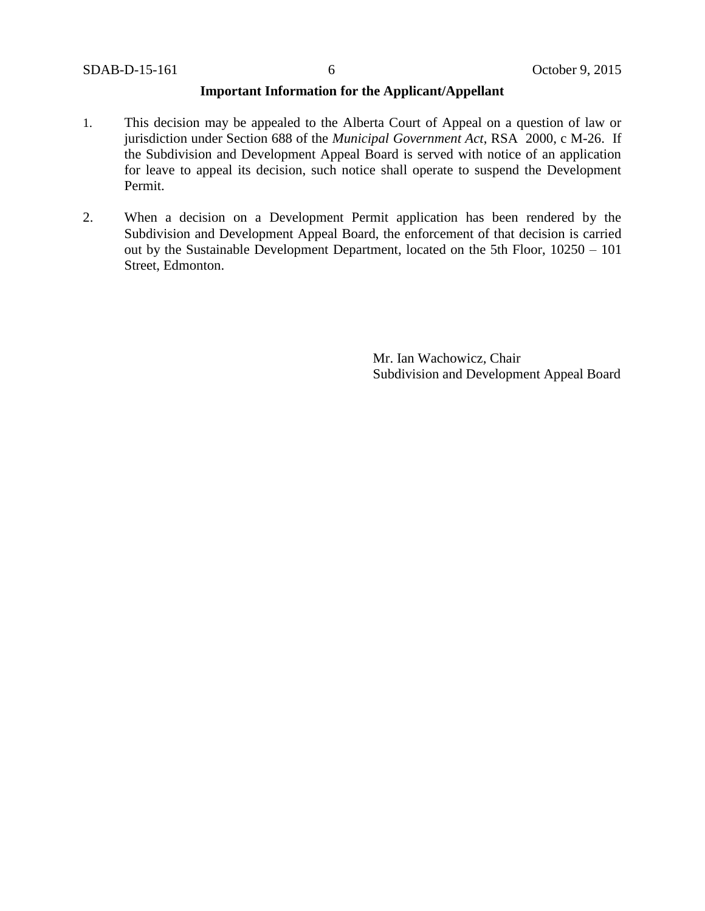**Important Information for the Applicant/Appellant**

1. This decision may be appealed to the Alberta Court of Appeal on a question of law or jurisdiction under Section 688 of the *Municipal Government Act*, RSA 2000, c M-26. If the Subdivision and Development Appeal Board is served with notice of an application for leave to appeal its decision, such notice shall operate to suspend the Development Permit.

2. When a decision on a Development Permit application has been rendered by the Subdivision and Development Appeal Board, the enforcement of that decision is carried out by the Sustainable Development Department, located on the 5th Floor, 10250 – 101 Street, Edmonton.

Mr. Ian Wachowicz, Chair
Subdivision and Development Appeal Board